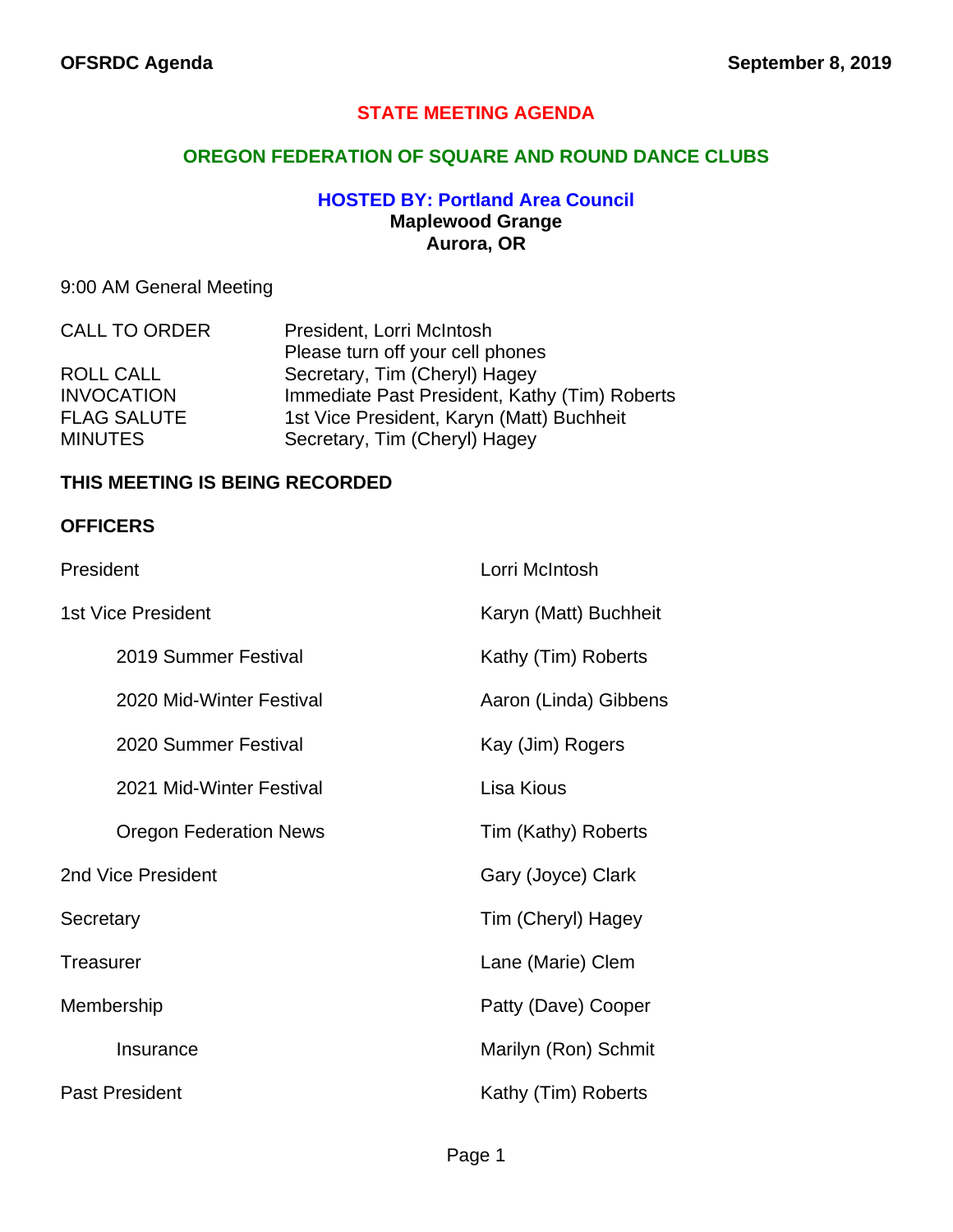# STATE MEETING AGENDA

## OREGON FEDERATION OF SQUARE AND ROUND DANCE CLUBS

### HOSTED BY: Portland Area Council

**Maplewood Grange**
**Aurora, OR**

9:00 AM General Meeting

| | |
|---|---|
| CALL TO ORDER | President, Lorri McIntosh<br>Please turn off your cell phones |
| ROLL CALL | Secretary, Tim (Cheryl) Hagey |
| INVOCATION | Immediate Past President, Kathy (Tim) Roberts |
| FLAG SALUTE | 1st Vice President, Karyn (Matt) Buchheit |
| MINUTES | Secretary, Tim (Cheryl) Hagey |

**THIS MEETING IS BEING RECORDED**

**OFFICERS**

| | |
|---|---|
| President | Lorri McIntosh |
| 1st Vice President | Karyn (Matt) Buchheit |
| &nbsp;&nbsp;&nbsp;&nbsp;2019 Summer Festival | Kathy (Tim) Roberts |
| &nbsp;&nbsp;&nbsp;&nbsp;2020 Mid-Winter Festival | Aaron (Linda) Gibbens |
| &nbsp;&nbsp;&nbsp;&nbsp;2020 Summer Festival | Kay (Jim) Rogers |
| &nbsp;&nbsp;&nbsp;&nbsp;2021 Mid-Winter Festival | Lisa Kious |
| &nbsp;&nbsp;&nbsp;&nbsp;Oregon Federation News | Tim (Kathy) Roberts |
| 2nd Vice President | Gary (Joyce) Clark |
| Secretary | Tim (Cheryl) Hagey |
| Treasurer | Lane (Marie) Clem |
| Membership | Patty (Dave) Cooper |
| &nbsp;&nbsp;&nbsp;&nbsp;Insurance | Marilyn (Ron) Schmit |
| Past President | Kathy (Tim) Roberts |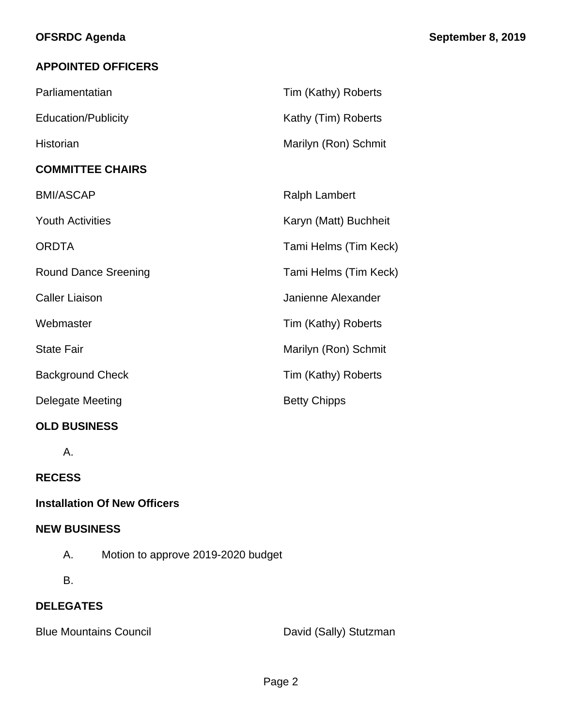## APPOINTED OFFICERS

| | |
|---|---|
| Parliamentatian | Tim (Kathy) Roberts |
| Education/Publicity | Kathy (Tim) Roberts |
| Historian | Marilyn (Ron) Schmit |

## COMMITTEE CHAIRS

| | |
|---|---|
| BMI/ASCAP | Ralph Lambert |
| Youth Activities | Karyn (Matt) Buchheit |
| ORDTA | Tami Helms (Tim Keck) |
| Round Dance Sreening | Tami Helms (Tim Keck) |
| Caller Liaison | Janienne Alexander |
| Webmaster | Tim (Kathy) Roberts |
| State Fair | Marilyn (Ron) Schmit |
| Background Check | Tim (Kathy) Roberts |
| Delegate Meeting | Betty Chipps |

## OLD BUSINESS

A.

## RECESS

## Installation Of New Officers

## NEW BUSINESS

A. Motion to approve 2019-2020 budget

B.

## DELEGATES

| | |
|---|---|
| Blue Mountains Council | David (Sally) Stutzman |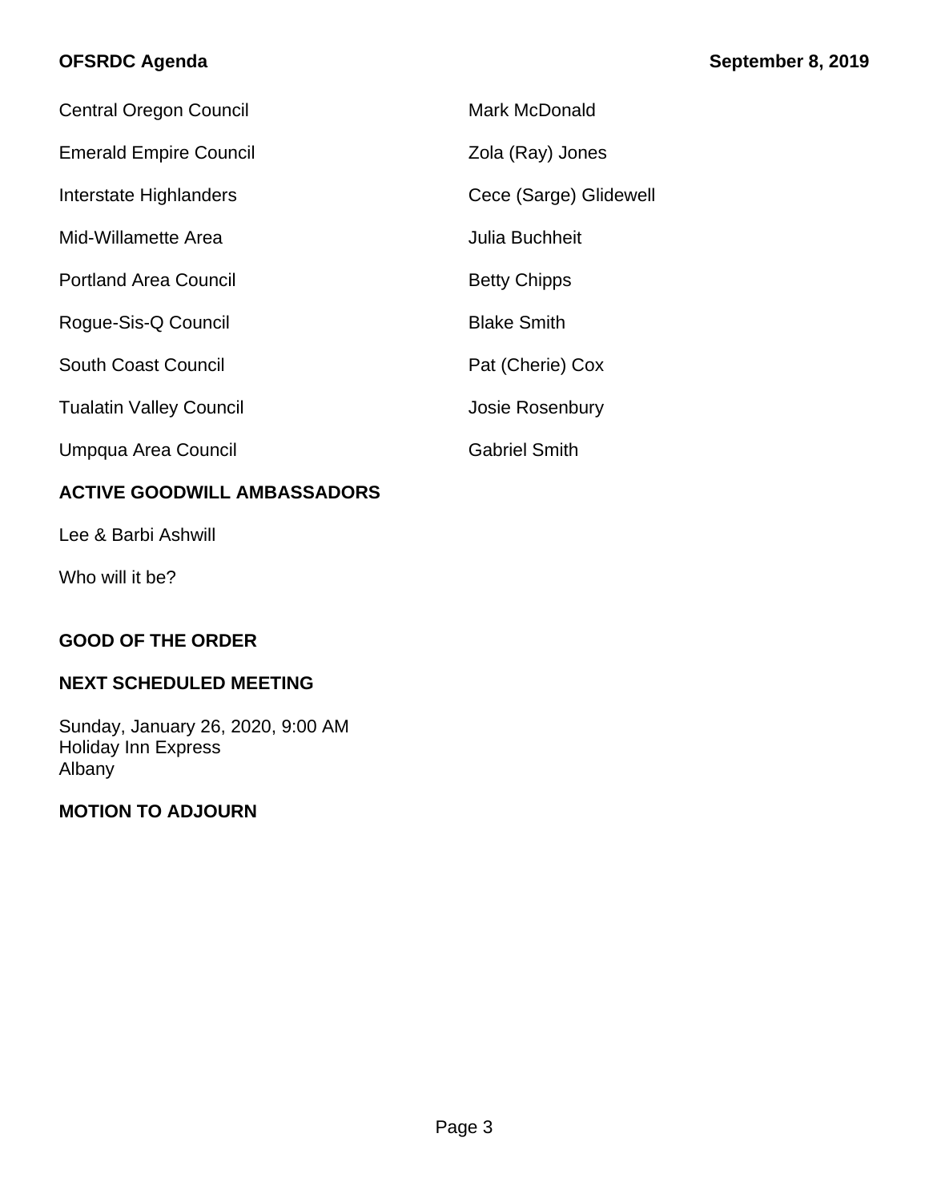| | |
|---|---|
| Central Oregon Council | Mark McDonald |
| Emerald Empire Council | Zola (Ray) Jones |
| Interstate Highlanders | Cece (Sarge) Glidewell |
| Mid-Willamette Area | Julia Buchheit |
| Portland Area Council | Betty Chipps |
| Rogue-Sis-Q Council | Blake Smith |
| South Coast Council | Pat (Cherie) Cox |
| Tualatin Valley Council | Josie Rosenbury |
| Umpqua Area Council | Gabriel Smith |

## ACTIVE GOODWILL AMBASSADORS

Lee & Barbi Ashwill

Who will it be?

## GOOD OF THE ORDER

## NEXT SCHEDULED MEETING

Sunday, January 26, 2020, 9:00 AM
Holiday Inn Express
Albany

## MOTION TO ADJOURN